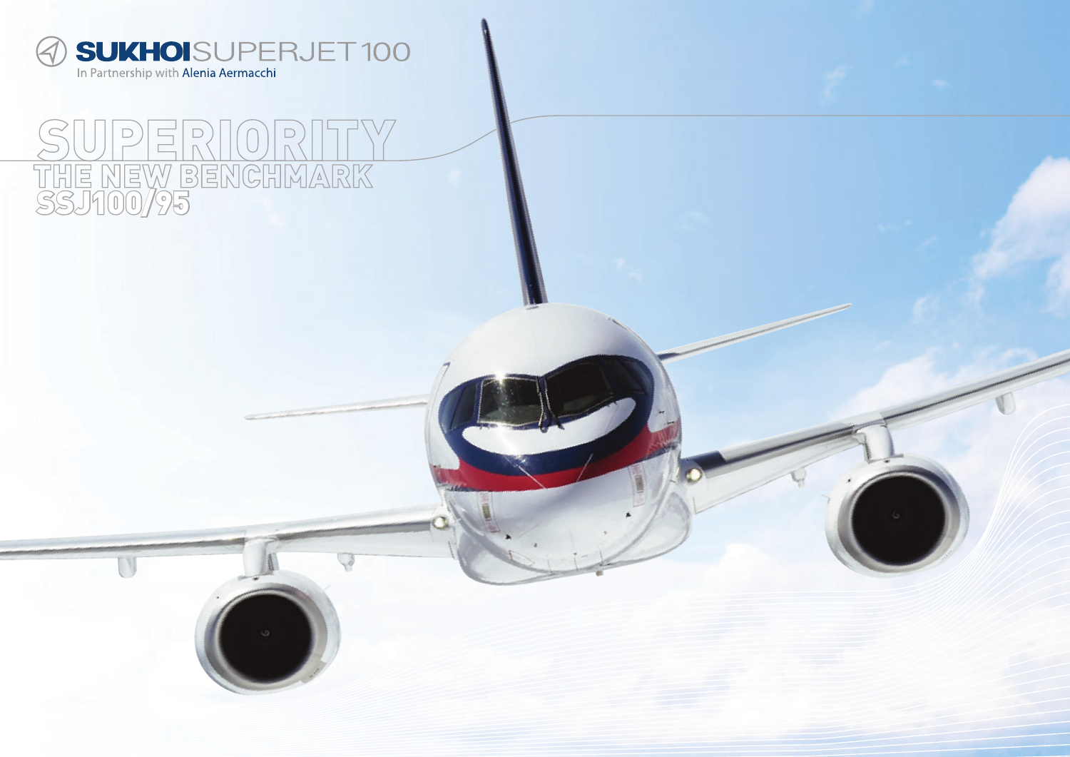**SUKHOI**SUPERJET 100

In Partnership with Alenia Aermacchi

# SUPERIORITY

## THE NEW BENCHMARK

## SSJ100/95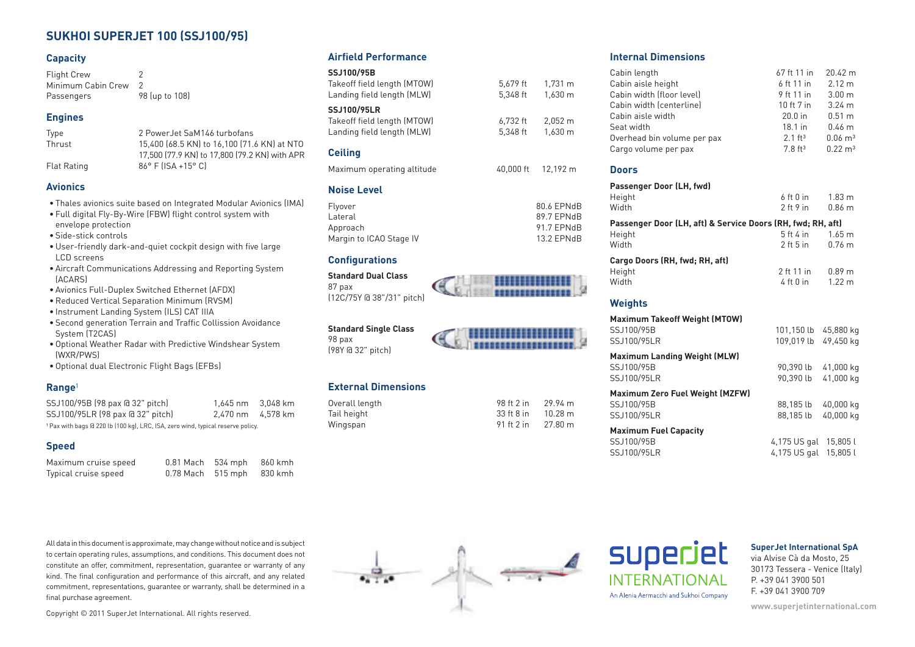# SUKHOI SUPERJET 100 (SSJ100/95)

## Capacity

| | |
|---|---|
| Flight Crew | 2 |
| Minimum Cabin Crew | 2 |
| Passengers | 98 (up to 108) |

## Engines

| | |
|---|---|
| Type | 2 PowerJet SaM146 turbofans |
| Thrust | 15,400 (68.5 KN) to 16,100 (71.6 KN) at NTO<br>17,500 (77.9 KN) to 17,800 (79.2 KN) with APR |
| Flat Rating | 86° F (ISA +15° C) |

## Avionics

- Thales avionics suite based on Integrated Modular Avionics (IMA)
- Full digital Fly-By-Wire (FBW) flight control system with envelope protection
- Side-stick controls
- User-friendly dark-and-quiet cockpit design with five large LCD screens
- Aircraft Communications Addressing and Reporting System (ACARS)
- Avionics Full-Duplex Switched Ethernet (AFDX)
- Reduced Vertical Separation Minimum (RVSM)
- Instrument Landing System (ILS) CAT IIIA
- Second generation Terrain and Traffic Collision Avoidance System (T2CAS)
- Optional Weather Radar with Predictive Windshear System (WXR/PWS)
- Optional dual Electronic Flight Bags (EFBs)

## Range[1]

| | | |
|---|---|---|
| SSJ100/95B (98 pax @ 32" pitch) | 1,645 nm | 3,048 km |
| SSJ100/95LR (98 pax @ 32" pitch) | 2,470 nm | 4,578 km |

[1] Pax with bags @ 220 lb (100 kg), LRC, ISA, zero wind, typical reserve policy.

## Speed

| | | | |
|---|---|---|---|
| Maximum cruise speed | 0.81 Mach | 534 mph | 860 kmh |
| Typical cruise speed | 0.78 Mach | 515 mph | 830 kmh |

## Airfield Performance

| | | |
|---|---|---|
| **SSJ100/95B** | | |
| Takeoff field length (MTOW) | 5,679 ft | 1,731 m |
| Landing field length (MLW) | 5,348 ft | 1,630 m |
| **SSJ100/95LR** | | |
| Takeoff field length (MTOW) | 6,732 ft | 2,052 m |
| Landing field length (MLW) | 5,348 ft | 1,630 m |

## Ceiling

| | | |
|---|---|---|
| Maximum operating altitude | 40,000 ft | 12,192 m |

## Noise Level

| | |
|---|---|
| Flyover | 80.6 EPNdB |
| Lateral | 89.7 EPNdB |
| Approach | 91.7 EPNdB |
| Margin to ICAO Stage IV | 13.2 EPNdB |

## Configurations

**Standard Dual Class**
87 pax
(12C/75Y @ 38"/31" pitch)

**Standard Single Class**
98 pax
(98Y @ 32" pitch)

## External Dimensions

| | | |
|---|---|---|
| Overall length | 98 ft 2 in | 29.94 m |
| Tail height | 33 ft 8 in | 10.28 m |
| Wingspan | 91 ft 2 in | 27.80 m |

## Internal Dimensions

| | | |
|---|---|---|
| Cabin length | 67 ft 11 in | 20.42 m |
| Cabin aisle height | 6 ft 11 in | 2.12 m |
| Cabin width (floor level) | 9 ft 11 in | 3.00 m |
| Cabin width (centerline) | 10 ft 7 in | 3.24 m |
| Cabin aisle width | 20.0 in | 0.51 m |
| Seat width | 18.1 in | 0.46 m |
| Overhead bin volume per pax | 2.1 ft³ | 0.06 m³ |
| Cargo volume per pax | 7.8 ft³ | 0.22 m³ |

## Doors

| | | |
|---|---|---|
| **Passenger Door (LH, fwd)** | | |
| Height | 6 ft 0 in | 1.83 m |
| Width | 2 ft 9 in | 0.86 m |
| **Passenger Door (LH, aft) & Service Doors (RH, fwd; RH, aft)** | | |
| Height | 5 ft 4 in | 1.65 m |
| Width | 2 ft 5 in | 0.76 m |
| **Cargo Doors (RH, fwd; RH, aft)** | | |
| Height | 2 ft 11 in | 0.89 m |
| Width | 4 ft 0 in | 1.22 m |

## Weights

| | | |
|---|---|---|
| **Maximum Takeoff Weight (MTOW)** | | |
| SSJ100/95B | 101,150 lb | 45,880 kg |
| SSJ100/95LR | 109,019 lb | 49,450 kg |
| **Maximum Landing Weight (MLW)** | | |
| SSJ100/95B | 90,390 lb | 41,000 kg |
| SSJ100/95LR | 90,390 lb | 41,000 kg |
| **Maximum Zero Fuel Weight (MZFW)** | | |
| SSJ100/95B | 88,185 lb | 40,000 kg |
| SSJ100/95LR | 88,185 lb | 40,000 kg |
| **Maximum Fuel Capacity** | | |
| SSJ100/95B | 4,175 US gal | 15,805 l |
| SSJ100/95LR | 4,175 US gal | 15,805 l |

All data in this document is approximate, may change without notice and is subject to certain operating rules, assumptions, and conditions. This document does not constitute an offer, commitment, representation, guarantee or warranty of any kind. The final configuration and performance of this aircraft, and any related commitment, representations, guarantee or warranty, shall be determined in a final purchase agreement.

Copyright © 2011 SuperJet International. All rights reserved.

superjet INTERNATIONAL
An Alenia Aermacchi and Sukhoi Company

**SuperJet International SpA**
via Alvise Cà da Mosto, 25
30173 Tessera - Venice (Italy)
P. +39 041 3900 501
F. +39 041 3900 709

www.superjetinternational.com